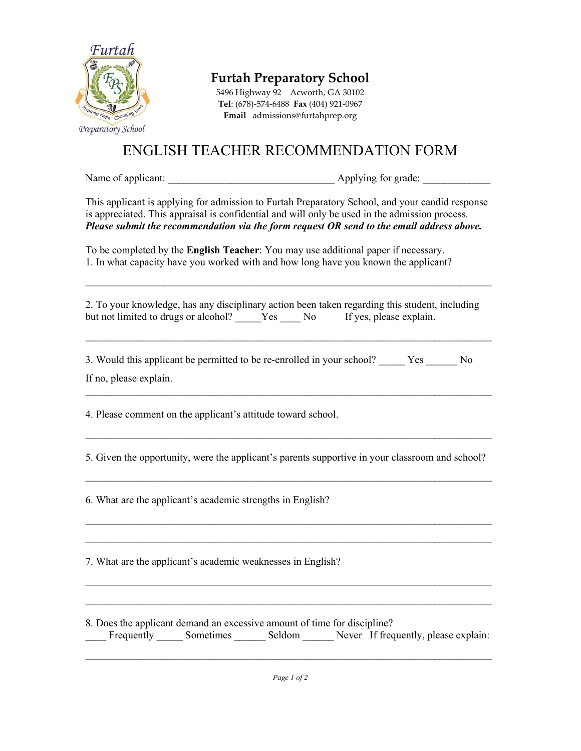# Furtah Preparatory School

5496 Highway 92 Acworth, GA 30102
**Tel**: (678)-574-6488 **Fax** (404) 921-0967
**Email** admissions@furtahprep.org

## ENGLISH TEACHER RECOMMENDATION FORM

Name of applicant: _______________________________ Applying for grade: ____________

This applicant is applying for admission to Furtah Preparatory School, and your candid response is appreciated. This appraisal is confidential and will only be used in the admission process. ***Please submit the recommendation via the form request OR send to the email address above.***

To be completed by the **English Teacher**: You may use additional paper if necessary.

1. In what capacity have you worked with and how long have you known the applicant?

___________________________________________________________________________

2. To your knowledge, has any disciplinary action been taken regarding this student, including but not limited to drugs or alcohol? _____Yes ____ No If yes, please explain.

___________________________________________________________________________

3. Would this applicant be permitted to be re-enrolled in your school? _____ Yes ______ No

If no, please explain.

___________________________________________________________________________

4. Please comment on the applicant's attitude toward school.

___________________________________________________________________________

5. Given the opportunity, were the applicant's parents supportive in your classroom and school?

___________________________________________________________________________

6. What are the applicant's academic strengths in English?

___________________________________________________________________________

___________________________________________________________________________

7. What are the applicant's academic weaknesses in English?

___________________________________________________________________________

___________________________________________________________________________

8. Does the applicant demand an excessive amount of time for discipline?
____ Frequently _____ Sometimes ______ Seldom ______ Never If frequently, please explain:

___________________________________________________________________________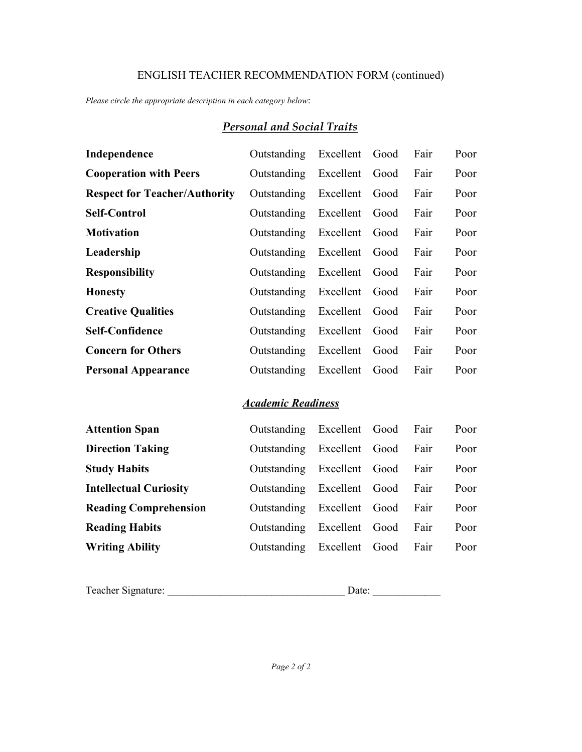ENGLISH TEACHER RECOMMENDATION FORM (continued)

*Please circle the appropriate description in each category below*:

## ***Personal and Social Traits***

| | | | | | |
|---|---|---|---|---|---|
| **Independence** | Outstanding | Excellent | Good | Fair | Poor |
| **Cooperation with Peers** | Outstanding | Excellent | Good | Fair | Poor |
| **Respect for Teacher/Authority** | Outstanding | Excellent | Good | Fair | Poor |
| **Self-Control** | Outstanding | Excellent | Good | Fair | Poor |
| **Motivation** | Outstanding | Excellent | Good | Fair | Poor |
| **Leadership** | Outstanding | Excellent | Good | Fair | Poor |
| **Responsibility** | Outstanding | Excellent | Good | Fair | Poor |
| **Honesty** | Outstanding | Excellent | Good | Fair | Poor |
| **Creative Qualities** | Outstanding | Excellent | Good | Fair | Poor |
| **Self-Confidence** | Outstanding | Excellent | Good | Fair | Poor |
| **Concern for Others** | Outstanding | Excellent | Good | Fair | Poor |
| **Personal Appearance** | Outstanding | Excellent | Good | Fair | Poor |

## ***Academic Readiness***

| | | | | | |
|---|---|---|---|---|---|
| **Attention Span** | Outstanding | Excellent | Good | Fair | Poor |
| **Direction Taking** | Outstanding | Excellent | Good | Fair | Poor |
| **Study Habits** | Outstanding | Excellent | Good | Fair | Poor |
| **Intellectual Curiosity** | Outstanding | Excellent | Good | Fair | Poor |
| **Reading Comprehension** | Outstanding | Excellent | Good | Fair | Poor |
| **Reading Habits** | Outstanding | Excellent | Good | Fair | Poor |
| **Writing Ability** | Outstanding | Excellent | Good | Fair | Poor |

Teacher Signature: _________________________________ Date: ____________